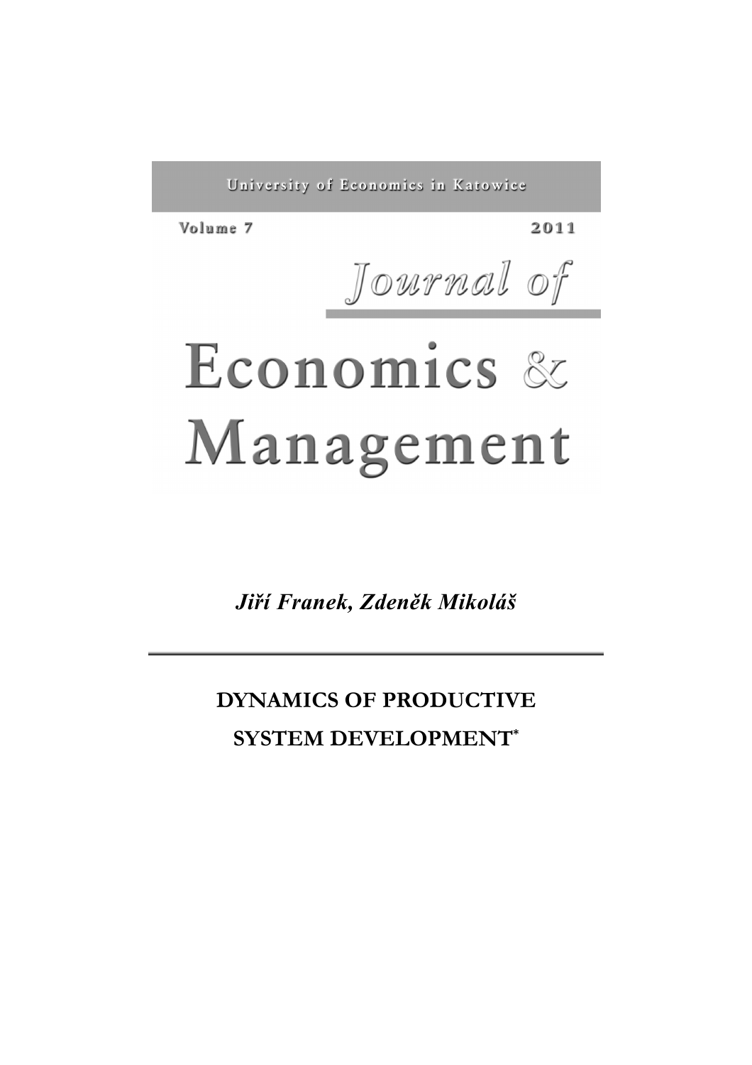University of Economics in Katowice

Volume 7 2011

Journal of

# Economics & Management

*Jiří Franek, Zdeněk Mikoláš*

## DYNAMICS OF PRODUCTIVE SYSTEM DEVELOPMENT*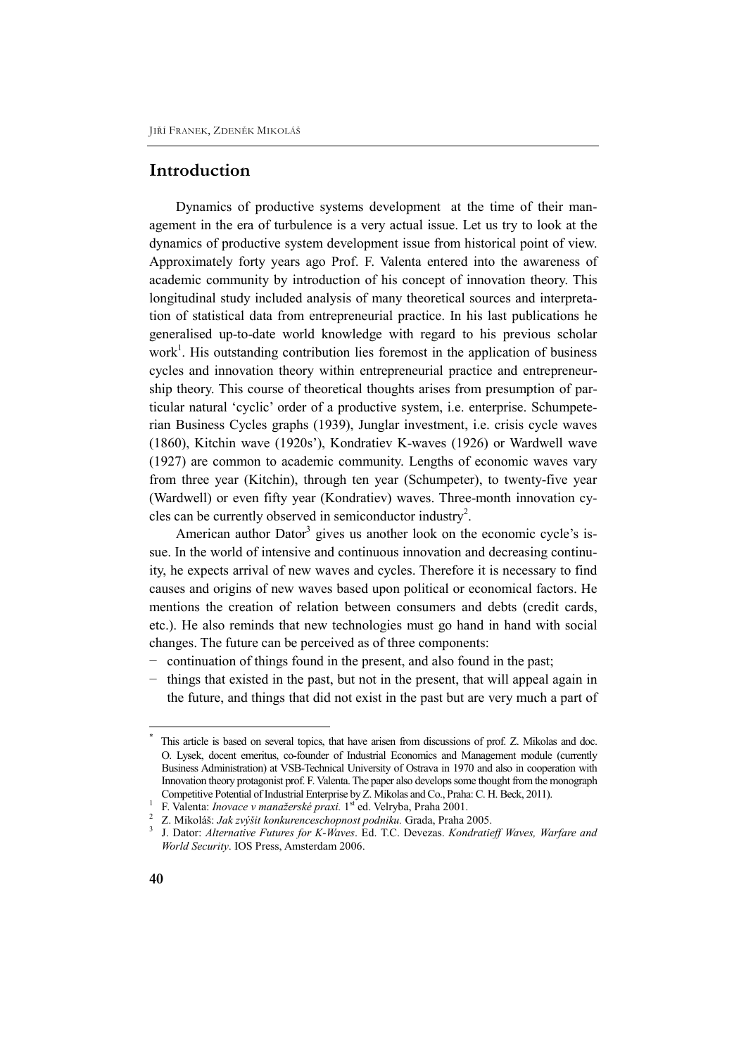## Introduction

Dynamics of productive systems development at the time of their management in the era of turbulence is a very actual issue. Let us try to look at the dynamics of productive system development issue from historical point of view. Approximately forty years ago Prof. F. Valenta entered into the awareness of academic community by introduction of his concept of innovation theory. This longitudinal study included analysis of many theoretical sources and interpretation of statistical data from entrepreneurial practice. In his last publications he generalised up-to-date world knowledge with regard to his previous scholar work[1]. His outstanding contribution lies foremost in the application of business cycles and innovation theory within entrepreneurial practice and entrepreneurship theory. This course of theoretical thoughts arises from presumption of particular natural 'cyclic' order of a productive system, i.e. enterprise. Schumpeterian Business Cycles graphs (1939), Junglar investment, i.e. crisis cycle waves (1860), Kitchin wave (1920s'), Kondratiev K-waves (1926) or Wardwell wave (1927) are common to academic community. Lengths of economic waves vary from three year (Kitchin), through ten year (Schumpeter), to twenty-five year (Wardwell) or even fifty year (Kondratiev) waves. Three-month innovation cycles can be currently observed in semiconductor industry[2].

American author Dator[3] gives us another look on the economic cycle's issue. In the world of intensive and continuous innovation and decreasing continuity, he expects arrival of new waves and cycles. Therefore it is necessary to find causes and origins of new waves based upon political or economical factors. He mentions the creation of relation between consumers and debts (credit cards, etc.). He also reminds that new technologies must go hand in hand with social changes. The future can be perceived as of three components:

- continuation of things found in the present, and also found in the past;
- things that existed in the past, but not in the present, that will appeal again in the future, and things that did not exist in the past but are very much a part of

---

\* This article is based on several topics, that have arisen from discussions of prof. Z. Mikolas and doc. O. Lysek, docent emeritus, co-founder of Industrial Economics and Management module (currently Business Administration) at VSB-Technical University of Ostrava in 1970 and also in cooperation with Innovation theory protagonist prof. F. Valenta. The paper also develops some thought from the monograph Competitive Potential of Industrial Enterprise by Z. Mikolas and Co., Praha: C. H. Beck, 2011).

[1] F. Valenta: *Inovace v manažerské praxi.* 1st ed. Velryba, Praha 2001.

[2] Z. Mikoláš: *Jak zvýšit konkurenceschopnost podniku.* Grada, Praha 2005.

[3] J. Dator: *Alternative Futures for K-Waves*. Ed. T.C. Devezas. *Kondratieff Waves, Warfare and World Security*. IOS Press, Amsterdam 2006.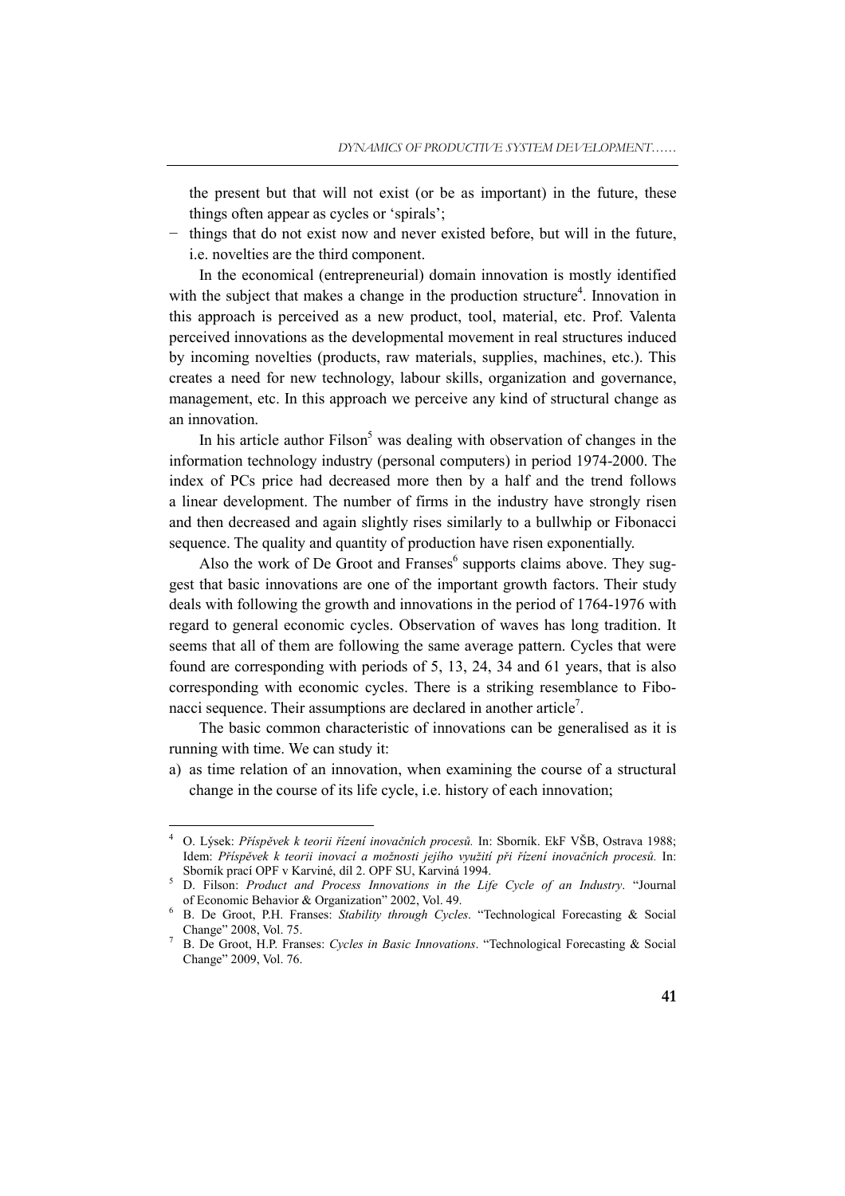the present but that will not exist (or be as important) in the future, these things often appear as cycles or 'spirals';

− things that do not exist now and never existed before, but will in the future, i.e. novelties are the third component.

In the economical (entrepreneurial) domain innovation is mostly identified with the subject that makes a change in the production structure[4]. Innovation in this approach is perceived as a new product, tool, material, etc. Prof. Valenta perceived innovations as the developmental movement in real structures induced by incoming novelties (products, raw materials, supplies, machines, etc.). This creates a need for new technology, labour skills, organization and governance, management, etc. In this approach we perceive any kind of structural change as an innovation.

In his article author Filson[5] was dealing with observation of changes in the information technology industry (personal computers) in period 1974-2000. The index of PCs price had decreased more then by a half and the trend follows a linear development. The number of firms in the industry have strongly risen and then decreased and again slightly rises similarly to a bullwhip or Fibonacci sequence. The quality and quantity of production have risen exponentially.

Also the work of De Groot and Franses[6] supports claims above. They suggest that basic innovations are one of the important growth factors. Their study deals with following the growth and innovations in the period of 1764-1976 with regard to general economic cycles. Observation of waves has long tradition. It seems that all of them are following the same average pattern. Cycles that were found are corresponding with periods of 5, 13, 24, 34 and 61 years, that is also corresponding with economic cycles. There is a striking resemblance to Fibonacci sequence. Their assumptions are declared in another article[7].

The basic common characteristic of innovations can be generalised as it is running with time. We can study it:

a) as time relation of an innovation, when examining the course of a structural change in the course of its life cycle, i.e. history of each innovation;

---

[4] O. Lýsek: *Příspěvek k teorii řízení inovačních procesů.* In: Sborník. EkF VŠB, Ostrava 1988; Idem: *Příspěvek k teorii inovací a možnosti jejího využití při řízení inovačních procesů.* In: Sborník prací OPF v Karviné, díl 2. OPF SU, Karviná 1994.

[5] D. Filson: *Product and Process Innovations in the Life Cycle of an Industry*. "Journal of Economic Behavior & Organization" 2002, Vol. 49.

[6] B. De Groot, P.H. Franses: *Stability through Cycles*. "Technological Forecasting & Social Change" 2008, Vol. 75.

[7] B. De Groot, H.P. Franses: *Cycles in Basic Innovations*. "Technological Forecasting & Social Change" 2009, Vol. 76.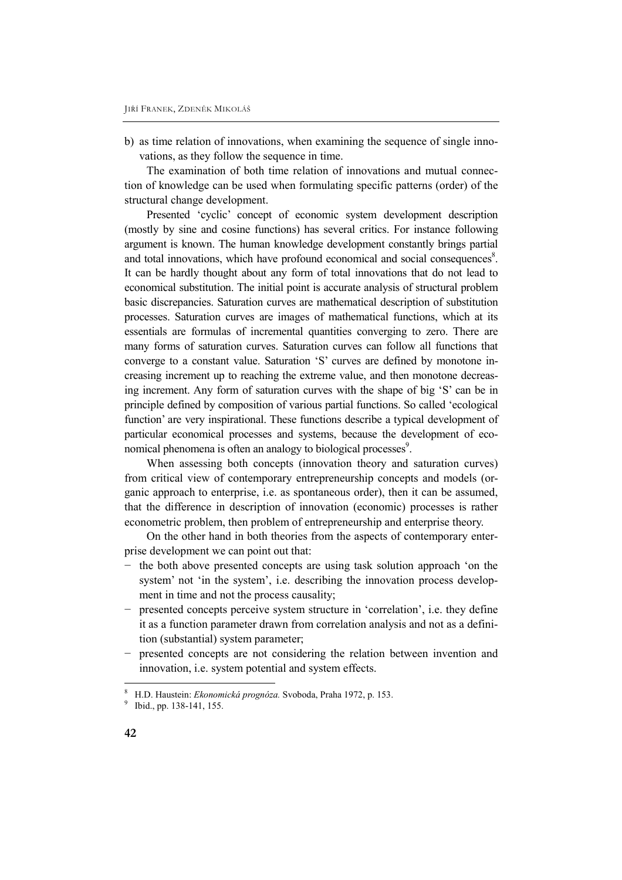b) as time relation of innovations, when examining the sequence of single innovations, as they follow the sequence in time.

The examination of both time relation of innovations and mutual connection of knowledge can be used when formulating specific patterns (order) of the structural change development.

Presented 'cyclic' concept of economic system development description (mostly by sine and cosine functions) has several critics. For instance following argument is known. The human knowledge development constantly brings partial and total innovations, which have profound economical and social consequences[8]. It can be hardly thought about any form of total innovations that do not lead to economical substitution. The initial point is accurate analysis of structural problem basic discrepancies. Saturation curves are mathematical description of substitution processes. Saturation curves are images of mathematical functions, which at its essentials are formulas of incremental quantities converging to zero. There are many forms of saturation curves. Saturation curves can follow all functions that converge to a constant value. Saturation 'S' curves are defined by monotone increasing increment up to reaching the extreme value, and then monotone decreasing increment. Any form of saturation curves with the shape of big 'S' can be in principle defined by composition of various partial functions. So called 'ecological function' are very inspirational. These functions describe a typical development of particular economical processes and systems, because the development of economical phenomena is often an analogy to biological processes[9].

When assessing both concepts (innovation theory and saturation curves) from critical view of contemporary entrepreneurship concepts and models (organic approach to enterprise, i.e. as spontaneous order), then it can be assumed, that the difference in description of innovation (economic) processes is rather econometric problem, then problem of entrepreneurship and enterprise theory.

On the other hand in both theories from the aspects of contemporary enterprise development we can point out that:

- the both above presented concepts are using task solution approach 'on the system' not 'in the system', i.e. describing the innovation process development in time and not the process causality;
- presented concepts perceive system structure in 'correlation', i.e. they define it as a function parameter drawn from correlation analysis and not as a definition (substantial) system parameter;
- presented concepts are not considering the relation between invention and innovation, i.e. system potential and system effects.

---

[8] H.D. Haustein: *Ekonomická prognóza.* Svoboda, Praha 1972, p. 153.

[9] Ibid., pp. 138-141, 155.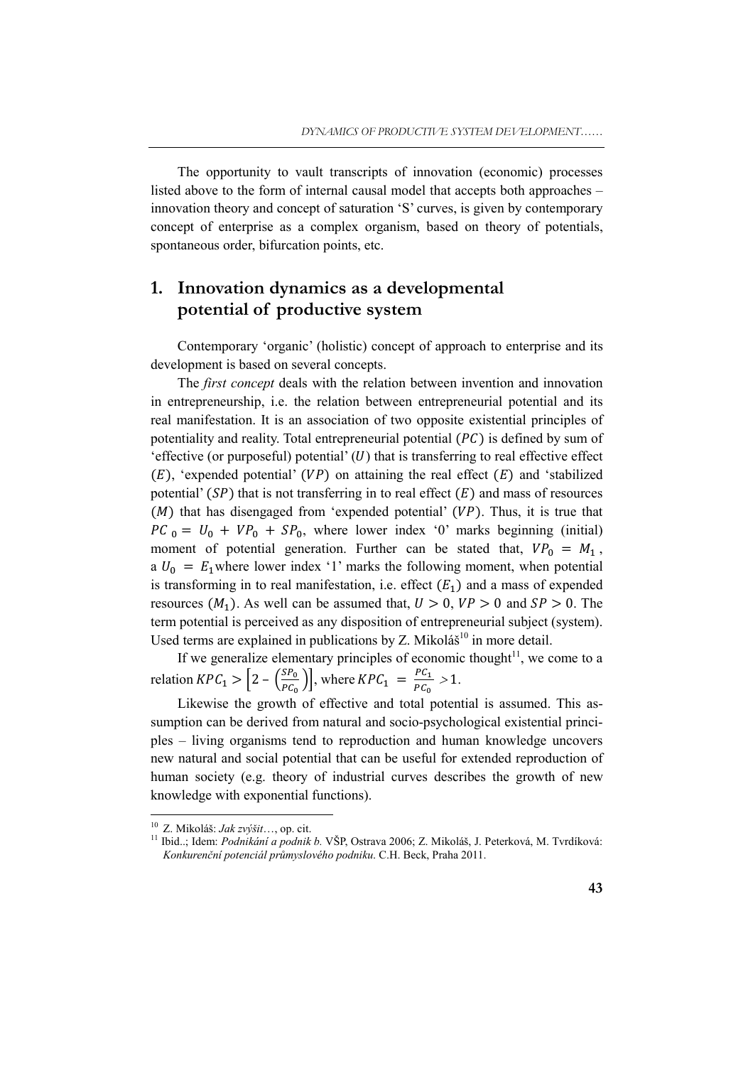The opportunity to vault transcripts of innovation (economic) processes listed above to the form of internal causal model that accepts both approaches – innovation theory and concept of saturation 'S' curves, is given by contemporary concept of enterprise as a complex organism, based on theory of potentials, spontaneous order, bifurcation points, etc.

## 1. Innovation dynamics as a developmental potential of productive system

Contemporary 'organic' (holistic) concept of approach to enterprise and its development is based on several concepts.

The *first concept* deals with the relation between invention and innovation in entrepreneurship, i.e. the relation between entrepreneurial potential and its real manifestation. It is an association of two opposite existential principles of potentiality and reality. Total entrepreneurial potential ($PC$) is defined by sum of 'effective (or purposeful) potential' ($U$) that is transferring to real effective effect ($E$), 'expended potential' ($VP$) on attaining the real effect ($E$) and 'stabilized potential' ($SP$) that is not transferring in to real effect ($E$) and mass of resources ($M$) that has disengaged from 'expended potential' ($VP$). Thus, it is true that $PC_0 = U_0 + VP_0 + SP_0$, where lower index '0' marks beginning (initial) moment of potential generation. Further can be stated that, $VP_0 = M_1$, a $U_0 = E_1$ where lower index '1' marks the following moment, when potential is transforming in to real manifestation, i.e. effect ($E_1$) and a mass of expended resources ($M_1$). As well can be assumed that, $U > 0$, $VP > 0$ and $SP > 0$. The term potential is perceived as any disposition of entrepreneurial subject (system). Used terms are explained in publications by Z. Mikoláš[10] in more detail.

If we generalize elementary principles of economic thought[11], we come to a relation $KPC_1 > \left[2 - \left(\frac{SP_0}{PC_0}\right)\right]$, where $KPC_1 = \frac{PC_1}{PC_0} > 1$.

Likewise the growth of effective and total potential is assumed. This assumption can be derived from natural and socio-psychological existential principles – living organisms tend to reproduction and human knowledge uncovers new natural and social potential that can be useful for extended reproduction of human society (e.g. theory of industrial curves describes the growth of new knowledge with exponential functions).

---

[10] Z. Mikoláš: *Jak zvýšit*…, op. cit.

[11] Ibid..; Idem: *Podnikání a podnik b.* VŠP, Ostrava 2006; Z. Mikoláš, J. Peterková, M. Tvrdíková: *Konkurenční potenciál průmyslového podniku.* C.H. Beck, Praha 2011.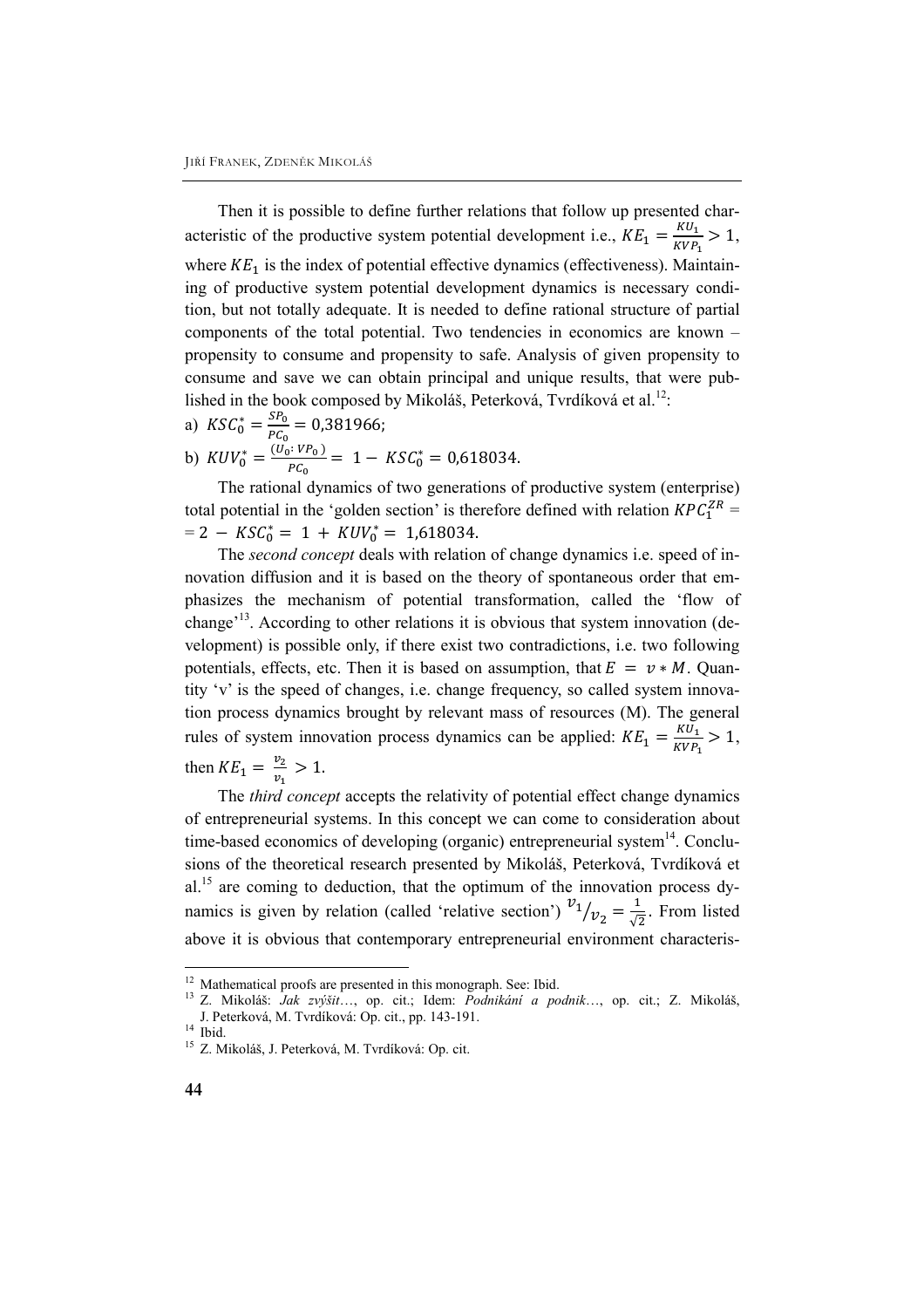Then it is possible to define further relations that follow up presented characteristic of the productive system potential development i.e., $KE_1 = \frac{KU_1}{KVP_1} > 1$, where $KE_1$ is the index of potential effective dynamics (effectiveness). Maintaining of productive system potential development dynamics is necessary condition, but not totally adequate. It is needed to define rational structure of partial components of the total potential. Two tendencies in economics are known – propensity to consume and propensity to safe. Analysis of given propensity to consume and save we can obtain principal and unique results, that were published in the book composed by Mikoláš, Peterková, Tvrdíková et al.[12]:

a) $KSC_0^* = \frac{SP_0}{PC_0} = 0{,}381966;$

b) $KUV_0^* = \frac{(U_0 \colon VP_0)}{PC_0} = 1 - KSC_0^* = 0{,}618034.$

The rational dynamics of two generations of productive system (enterprise) total potential in the 'golden section' is therefore defined with relation $KPC_1^{ZR} = 2 - KSC_0^* = 1 + KUV_0^* = 1{,}618034$.

The *second concept* deals with relation of change dynamics i.e. speed of innovation diffusion and it is based on the theory of spontaneous order that emphasizes the mechanism of potential transformation, called the 'flow of change'[13]. According to other relations it is obvious that system innovation (development) is possible only, if there exist two contradictions, i.e. two following potentials, effects, etc. Then it is based on assumption, that $E = v * M$. Quantity 'v' is the speed of changes, i.e. change frequency, so called system innovation process dynamics brought by relevant mass of resources (M). The general rules of system innovation process dynamics can be applied: $KE_1 = \frac{KU_1}{KVP_1} > 1$, then $KE_1 = \frac{v_2}{v_1} > 1$.

The *third concept* accepts the relativity of potential effect change dynamics of entrepreneurial systems. In this concept we can come to consideration about time-based economics of developing (organic) entrepreneurial system[14]. Conclusions of the theoretical research presented by Mikoláš, Peterková, Tvrdíková et al.[15] are coming to deduction, that the optimum of the innovation process dynamics is given by relation (called 'relative section') ${v_1}/{v_2} = \frac{1}{\sqrt{2}}$. From listed above it is obvious that contemporary entrepreneurial environment characteris-

---

[12] Mathematical proofs are presented in this monograph. See: Ibid.

[13] Z. Mikoláš: *Jak zvýšit*…, op. cit.; Idem: *Podnikání a podnik*…, op. cit.; Z. Mikoláš, J. Peterková, M. Tvrdíková: Op. cit., pp. 143-191.

[14] Ibid.

[15] Z. Mikoláš, J. Peterková, M. Tvrdíková: Op. cit.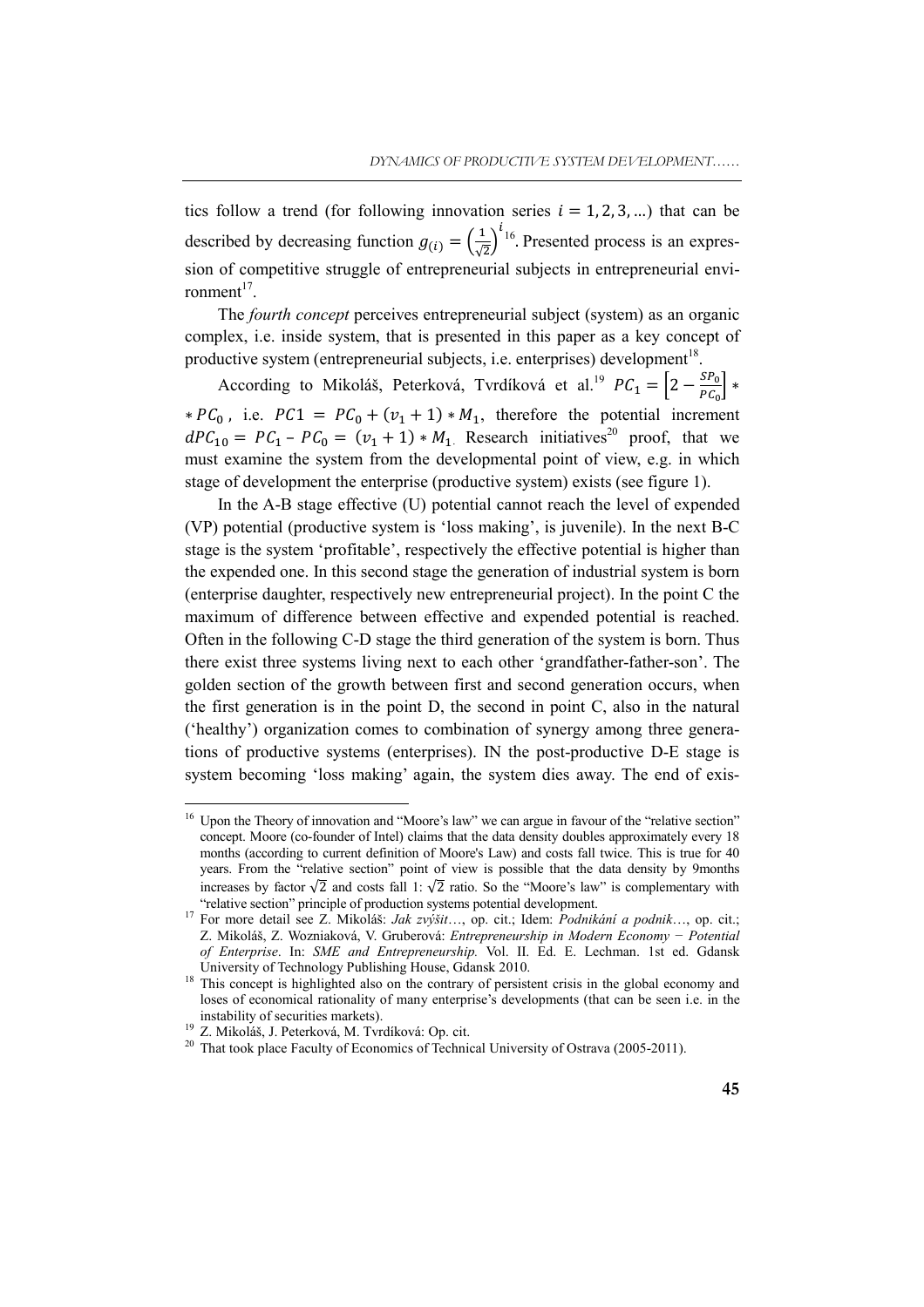tics follow a trend (for following innovation series $i = 1, 2, 3, \ldots$) that can be described by decreasing function $g_{(i)} = \left(\frac{1}{\sqrt{2}}\right)^{i}$[16]. Presented process is an expression of competitive struggle of entrepreneurial subjects in entrepreneurial environment[17].

The *fourth concept* perceives entrepreneurial subject (system) as an organic complex, i.e. inside system, that is presented in this paper as a key concept of productive system (entrepreneurial subjects, i.e. enterprises) development[18].

According to Mikoláš, Peterková, Tvrdíková et al.[19] $PC_1 = \left[2 - \frac{SP_0}{PC_0}\right] * * PC_0$, i.e. $PC1 = PC_0 + (v_1 + 1) * M_1$, therefore the potential increment $dPC_{10} = PC_1 - PC_0 = (v_1 + 1) * M_1$. Research initiatives[20] proof, that we must examine the system from the developmental point of view, e.g. in which stage of development the enterprise (productive system) exists (see figure 1).

In the A-B stage effective (U) potential cannot reach the level of expended (VP) potential (productive system is 'loss making', is juvenile). In the next B-C stage is the system 'profitable', respectively the effective potential is higher than the expended one. In this second stage the generation of industrial system is born (enterprise daughter, respectively new entrepreneurial project). In the point C the maximum of difference between effective and expended potential is reached. Often in the following C-D stage the third generation of the system is born. Thus there exist three systems living next to each other 'grandfather-father-son'. The golden section of the growth between first and second generation occurs, when the first generation is in the point D, the second in point C, also in the natural ('healthy') organization comes to combination of synergy among three generations of productive systems (enterprises). IN the post-productive D-E stage is system becoming 'loss making' again, the system dies away. The end of exis-

---

[16] Upon the Theory of innovation and "Moore's law" we can argue in favour of the "relative section" concept. Moore (co-founder of Intel) claims that the data density doubles approximately every 18 months (according to current definition of Moore's Law) and costs fall twice. This is true for 40 years. From the "relative section" point of view is possible that the data density by 9months increases by factor $\sqrt{2}$ and costs fall 1: $\sqrt{2}$ ratio. So the "Moore's law" is complementary with "relative section" principle of production systems potential development.

[17] For more detail see Z. Mikoláš: *Jak zvýšit*…, op. cit.; Idem: *Podnikání a podnik*…, op. cit.; Z. Mikoláš, Z. Wozniaková, V. Gruberová: *Entrepreneurship in Modern Economy − Potential of Enterprise*. In: *SME and Entrepreneurship.* Vol. II. Ed. E. Lechman. 1st ed. Gdansk University of Technology Publishing House, Gdansk 2010.

[18] This concept is highlighted also on the contrary of persistent crisis in the global economy and loses of economical rationality of many enterprise's developments (that can be seen i.e. in the instability of securities markets).

[19] Z. Mikoláš, J. Peterková, M. Tvrdíková: Op. cit.

[20] That took place Faculty of Economics of Technical University of Ostrava (2005-2011).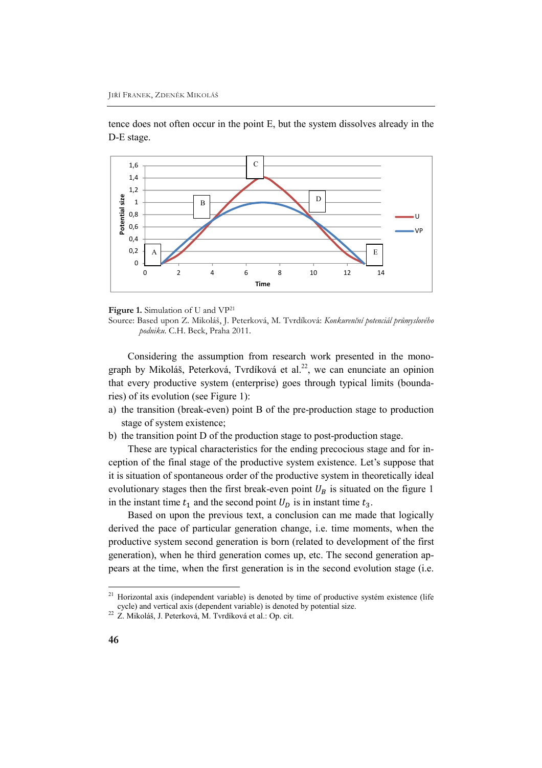tence does not often occur in the point E, but the system dissolves already in the D-E stage.

**Figure 1.** Simulation of U and VP[21]

Source: Based upon Z. Mikoláš, J. Peterková, M. Tvrdíková: *Konkurenční potenciál průmyslového podniku.* C.H. Beck, Praha 2011.

Considering the assumption from research work presented in the monograph by Mikoláš, Peterková, Tvrdíková et al.[22], we can enunciate an opinion that every productive system (enterprise) goes through typical limits (boundaries) of its evolution (see Figure 1):

a) the transition (break-even) point B of the pre-production stage to production stage of system existence;
b) the transition point D of the production stage to post-production stage.

These are typical characteristics for the ending precocious stage and for inception of the final stage of the productive system existence. Let's suppose that it is situation of spontaneous order of the productive system in theoretically ideal evolutionary stages then the first break-even point $U_B$ is situated on the figure 1 in the instant time $t_1$ and the second point $U_D$ is in instant time $t_3$.

Based on upon the previous text, a conclusion can me made that logically derived the pace of particular generation change, i.e. time moments, when the productive system second generation is born (related to development of the first generation), when he third generation comes up, etc. The second generation appears at the time, when the first generation is in the second evolution stage (i.e.

---

[21] Horizontal axis (independent variable) is denoted by time of productive systém existence (life cycle) and vertical axis (dependent variable) is denoted by potential size.

[22] Z. Mikoláš, J. Peterková, M. Tvrdíková et al.: Op. cit.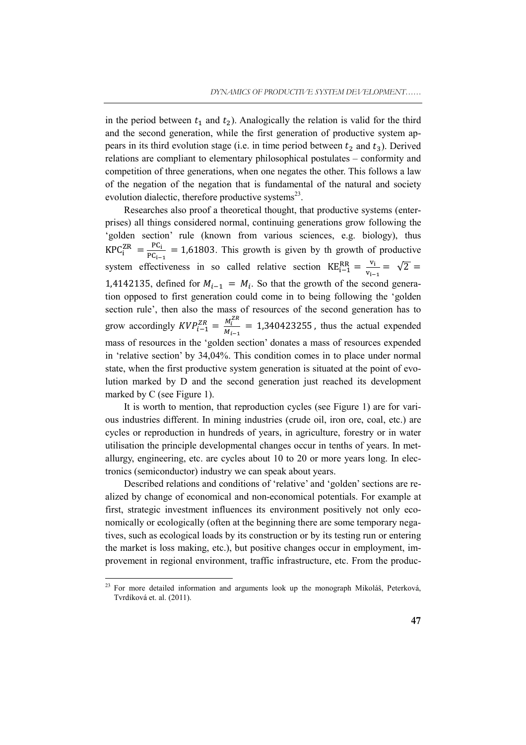in the period between $t_1$ and $t_2$). Analogically the relation is valid for the third and the second generation, while the first generation of productive system appears in its third evolution stage (i.e. in time period between $t_2$ and $t_3$). Derived relations are compliant to elementary philosophical postulates – conformity and competition of three generations, when one negates the other. This follows a law of the negation of the negation that is fundamental of the natural and society evolution dialectic, therefore productive systems[23].

Researches also proof a theoretical thought, that productive systems (enterprises) all things considered normal, continuing generations grow following the 'golden section' rule (known from various sciences, e.g. biology), thus $\mathrm{KPC}_{\mathrm{i}}^{\mathrm{ZR}} = \frac{\mathrm{PC}_{\mathrm{i}}}{\mathrm{PC}_{\mathrm{i-1}}} = 1{,}61803$. This growth is given by th growth of productive system effectiveness in so called relative section $\mathrm{KE}_{\mathrm{i-1}}^{\mathrm{RR}} = \frac{\mathrm{v}_{\mathrm{i}}}{\mathrm{v}_{\mathrm{i-1}}} = \sqrt{2} = 1{,}4142135$, defined for $M_{i-1} = M_i$. So that the growth of the second generation opposed to first generation could come in to being following the 'golden section rule', then also the mass of resources of the second generation has to grow accordingly $KVP_{i-1}^{ZR} = \frac{M_i^{ZR}}{M_{i-1}} = 1{,}340423255$, thus the actual expended mass of resources in the 'golden section' donates a mass of resources expended in 'relative section' by 34,04%. This condition comes in to place under normal state, when the first productive system generation is situated at the point of evolution marked by D and the second generation just reached its development marked by C (see Figure 1).

It is worth to mention, that reproduction cycles (see Figure 1) are for various industries different. In mining industries (crude oil, iron ore, coal, etc.) are cycles or reproduction in hundreds of years, in agriculture, forestry or in water utilisation the principle developmental changes occur in tenths of years. In metallurgy, engineering, etc. are cycles about 10 to 20 or more years long. In electronics (semiconductor) industry we can speak about years.

Described relations and conditions of 'relative' and 'golden' sections are realized by change of economical and non-economical potentials. For example at first, strategic investment influences its environment positively not only economically or ecologically (often at the beginning there are some temporary negatives, such as ecological loads by its construction or by its testing run or entering the market is loss making, etc.), but positive changes occur in employment, improvement in regional environment, traffic infrastructure, etc. From the produc-

[23] For more detailed information and arguments look up the monograph Mikoláš, Peterková, Tvrdíková et. al. (2011).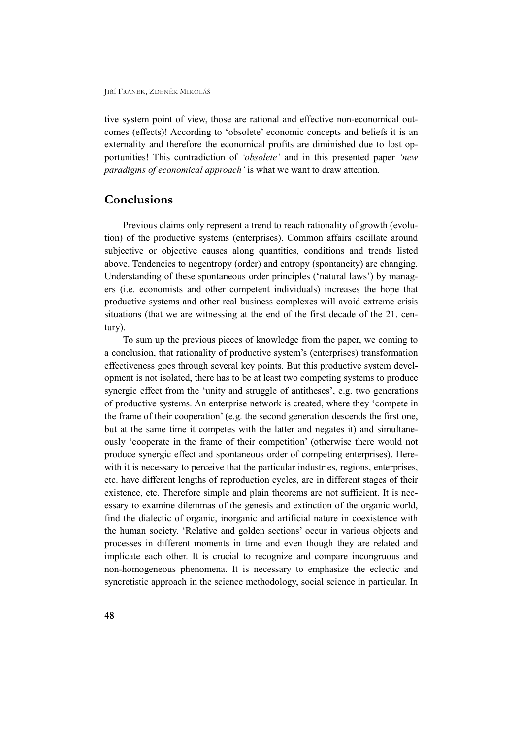tive system point of view, those are rational and effective non-economical outcomes (effects)! According to 'obsolete' economic concepts and beliefs it is an externality and therefore the economical profits are diminished due to lost opportunities! This contradiction of *'obsolete'* and in this presented paper *'new paradigms of economical approach'* is what we want to draw attention.

## Conclusions

Previous claims only represent a trend to reach rationality of growth (evolution) of the productive systems (enterprises). Common affairs oscillate around subjective or objective causes along quantities, conditions and trends listed above. Tendencies to negentropy (order) and entropy (spontaneity) are changing. Understanding of these spontaneous order principles ('natural laws') by managers (i.e. economists and other competent individuals) increases the hope that productive systems and other real business complexes will avoid extreme crisis situations (that we are witnessing at the end of the first decade of the 21. century).

To sum up the previous pieces of knowledge from the paper, we coming to a conclusion, that rationality of productive system's (enterprises) transformation effectiveness goes through several key points. But this productive system development is not isolated, there has to be at least two competing systems to produce synergic effect from the 'unity and struggle of antitheses', e.g. two generations of productive systems. An enterprise network is created, where they 'compete in the frame of their cooperation' (e.g. the second generation descends the first one, but at the same time it competes with the latter and negates it) and simultaneously 'cooperate in the frame of their competition' (otherwise there would not produce synergic effect and spontaneous order of competing enterprises). Herewith it is necessary to perceive that the particular industries, regions, enterprises, etc. have different lengths of reproduction cycles, are in different stages of their existence, etc. Therefore simple and plain theorems are not sufficient. It is necessary to examine dilemmas of the genesis and extinction of the organic world, find the dialectic of organic, inorganic and artificial nature in coexistence with the human society. 'Relative and golden sections' occur in various objects and processes in different moments in time and even though they are related and implicate each other. It is crucial to recognize and compare incongruous and non-homogeneous phenomena. It is necessary to emphasize the eclectic and syncretistic approach in the science methodology, social science in particular. In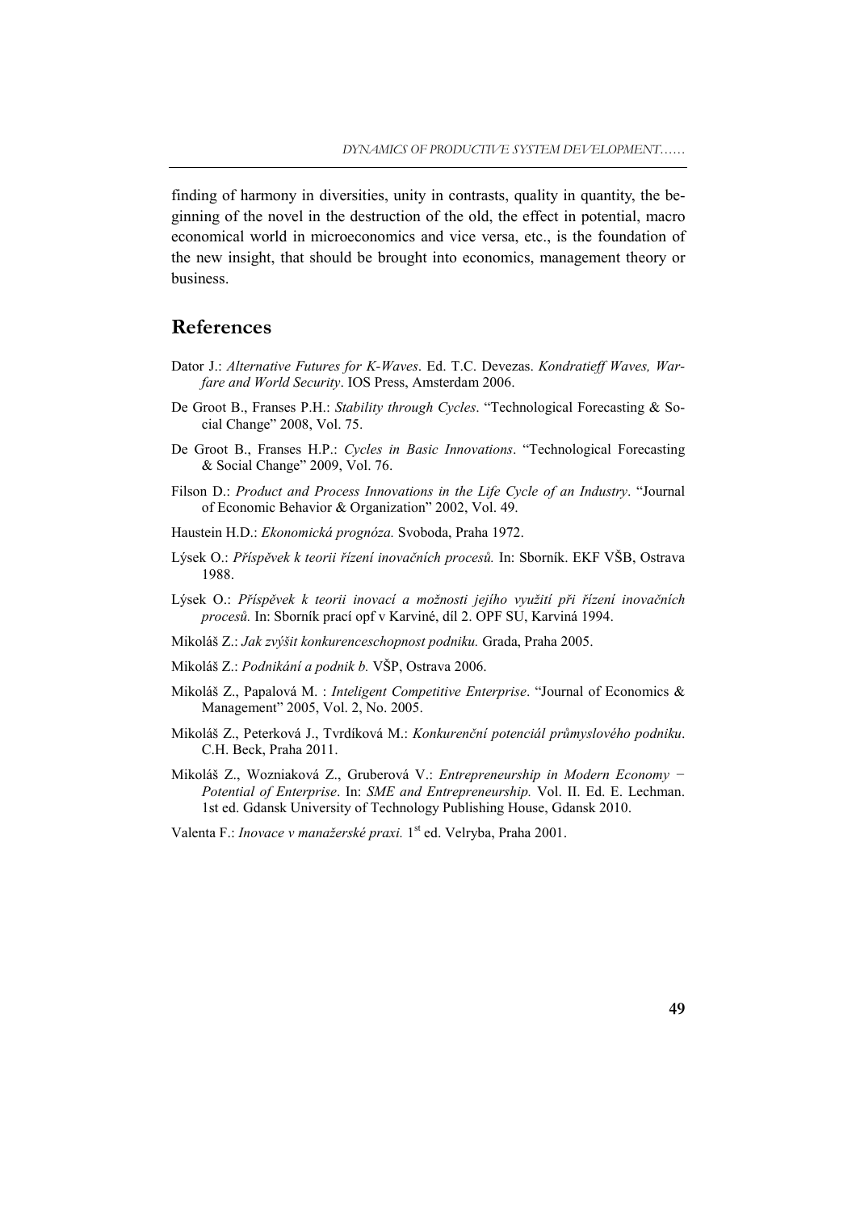finding of harmony in diversities, unity in contrasts, quality in quantity, the beginning of the novel in the destruction of the old, the effect in potential, macro economical world in microeconomics and vice versa, etc., is the foundation of the new insight, that should be brought into economics, management theory or business.

## References

Dator J.: *Alternative Futures for K-Waves*. Ed. T.C. Devezas. *Kondratieff Waves, Warfare and World Security*. IOS Press, Amsterdam 2006.

De Groot B., Franses P.H.: *Stability through Cycles*. "Technological Forecasting & Social Change" 2008, Vol. 75.

De Groot B., Franses H.P.: *Cycles in Basic Innovations*. "Technological Forecasting & Social Change" 2009, Vol. 76.

Filson D.: *Product and Process Innovations in the Life Cycle of an Industry*. "Journal of Economic Behavior & Organization" 2002, Vol. 49.

Haustein H.D.: *Ekonomická prognóza.* Svoboda, Praha 1972.

Lýsek O.: *Příspěvek k teorii řízení inovačních procesů.* In: Sborník. EKF VŠB, Ostrava 1988.

Lýsek O.: *Příspěvek k teorii inovací a možnosti jejího využití při řízení inovačních procesů.* In: Sborník prací opf v Karviné, díl 2. OPF SU, Karviná 1994.

Mikoláš Z.: *Jak zvýšit konkurenceschopnost podniku.* Grada, Praha 2005.

Mikoláš Z.: *Podnikání a podnik b.* VŠP, Ostrava 2006.

Mikoláš Z., Papalová M. : *Inteligent Competitive Enterprise*. "Journal of Economics & Management" 2005, Vol. 2, No. 2005.

Mikoláš Z., Peterková J., Tvrdíková M.: *Konkurenční potenciál průmyslového podniku*. C.H. Beck, Praha 2011.

Mikoláš Z., Wozniaková Z., Gruberová V.: *Entrepreneurship in Modern Economy − Potential of Enterprise*. In: *SME and Entrepreneurship.* Vol. II. Ed. E. Lechman. 1st ed. Gdansk University of Technology Publishing House, Gdansk 2010.

Valenta F.: *Inovace v manažerské praxi.* 1st ed. Velryba, Praha 2001.